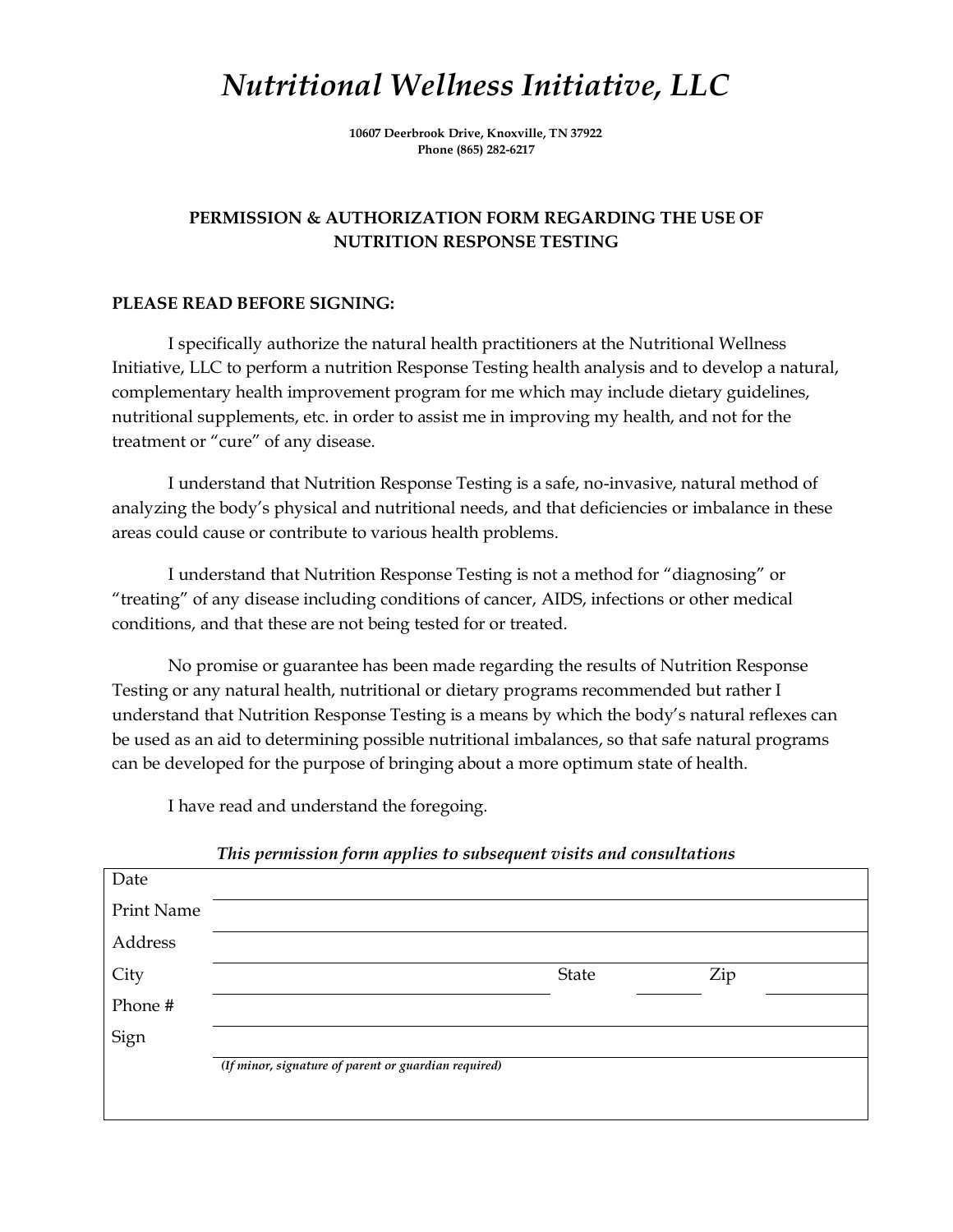# *Nutritional Wellness Initiative, LLC*

**10607 Deerbrook Drive, Knoxville, TN 37922**
**Phone (865) 282-6217**

## PERMISSION & AUTHORIZATION FORM REGARDING THE USE OF NUTRITION RESPONSE TESTING

**PLEASE READ BEFORE SIGNING:**

I specifically authorize the natural health practitioners at the Nutritional Wellness Initiative, LLC to perform a nutrition Response Testing health analysis and to develop a natural, complementary health improvement program for me which may include dietary guidelines, nutritional supplements, etc. in order to assist me in improving my health, and not for the treatment or "cure" of any disease.

I understand that Nutrition Response Testing is a safe, no-invasive, natural method of analyzing the body's physical and nutritional needs, and that deficiencies or imbalance in these areas could cause or contribute to various health problems.

I understand that Nutrition Response Testing is not a method for "diagnosing" or "treating" of any disease including conditions of cancer, AIDS, infections or other medical conditions, and that these are not being tested for or treated.

No promise or guarantee has been made regarding the results of Nutrition Response Testing or any natural health, nutritional or dietary programs recommended but rather I understand that Nutrition Response Testing is a means by which the body's natural reflexes can be used as an aid to determining possible nutritional imbalances, so that safe natural programs can be developed for the purpose of bringing about a more optimum state of health.

I have read and understand the foregoing.

***This permission form applies to subsequent visits and consultations***

| | | | | | |
|---|---|---|---|---|---|
| Date | | | | | |
| Print Name | | | | | |
| Address | | | | | |
| City | | State | | Zip | |
| Phone # | | | | | |
| Sign | | | | | |
| | ***(If minor, signature of parent or guardian required)*** | | | | |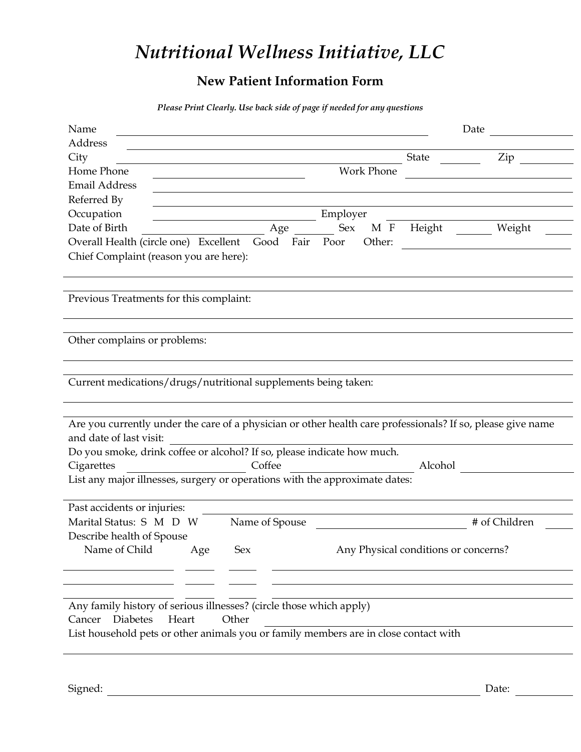# Nutritional Wellness Initiative, LLC

## New Patient Information Form

*Please Print Clearly. Use back side of page if needed for any questions*

Name ______________________________ Date __________

Address ______________________________

City ______________________________ State ________ Zip ________

Home Phone ______________________ Work Phone ______________________

Email Address ______________________________

Referred By ______________________________

Occupation ______________________ Employer ______________________

Date of Birth ______________ Age ______ Sex M F Height ______ Weight ______

Overall Health (circle one) Excellent Good Fair Poor Other: ______________

Chief Complaint (reason you are here):

______________________________

______________________________

Previous Treatments for this complaint:

______________________________

______________________________

Other complains or problems:

______________________________

______________________________

Current medications/drugs/nutritional supplements being taken:

______________________________

______________________________

Are you currently under the care of a physician or other health care professionals? If so, please give name and date of last visit: ______________________________

Do you smoke, drink coffee or alcohol? If so, please indicate how much.

Cigarettes ______________ Coffee ______________ Alcohol ______________

List any major illnesses, surgery or operations with the approximate dates:

______________________________

Past accidents or injuries: ______________________________

Marital Status: S M D W Name of Spouse ______________________ # of Children ______

Describe health of Spouse

| Name of Child | Age | Sex | Any Physical conditions or concerns? |
|---|---|---|---|
| | | | |
| | | | |
| | | | |

Any family history of serious illnesses? (circle those which apply)

Cancer Diabetes Heart Other ______________________________

List household pets or other animals you or family members are in close contact with

______________________________

Signed: ______________________________ Date: __________